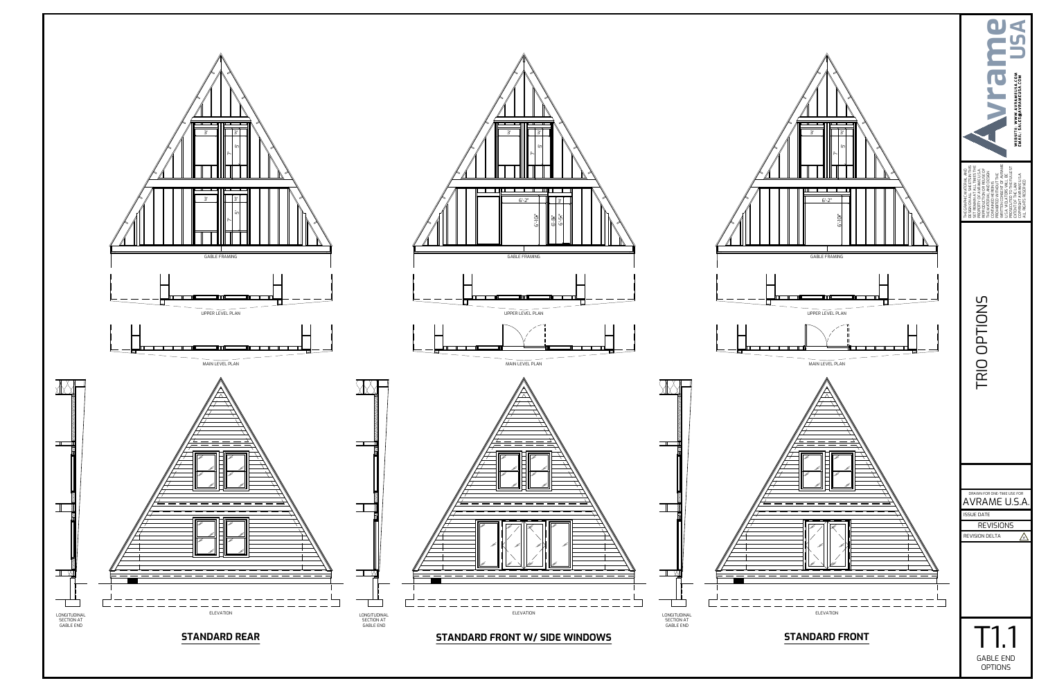GABLE FRAMING

3'

3'

7'

5'

3'

3'

7'

5'

UPPER LEVEL PLAN

MAIN LEVEL PLAN

LONGITUDINAL SECTION AT GABLE END

ELEVATION

**STANDARD REAR**

GABLE FRAMING

3'

3'

7'

5'

6'-2"

6'-10"

3'

6'-5"

6'-5"

UPPER LEVEL PLAN

MAIN LEVEL PLAN

LONGITUDINAL SECTION AT GABLE END

ELEVATION

**STANDARD FRONT W/ SIDE WINDOWS**

GABLE FRAMING

3'

3'

7'

5'

6'-2"

6'-10"

UPPER LEVEL PLAN

MAIN LEVEL PLAN

LONGITUDINAL SECTION AT GABLE END

ELEVATION

**STANDARD FRONT**

Avrame USA

WEBSITE: WWW.AVRAMEUSA.COM
EMAIL: SALES@AVRAMEUSA.COM

THE GRAPHIC MATERIAL AND DESIGN SHALL REMAIN AT ALL TIMES THE PROPERTY OF AVRAME USA. REPRODUCTION OR REUSE OF THE MATERIAL AND DESIGN CONTAINED HEREIN IS PROHIBITED WITHOUT THE WRITTEN CONSENT OF AVRAME U.S.A. VIOLATORS WILL BE PROSECUTED TO THE FULLEST EXTENT OF THE LAW. ALL RIGHTS RESERVED

# TRIO OPTIONS

DRAWN FOR ONE-TIME USE FOR

AVRAME U.S.A.

ISSUE DATE

REVISIONS

REVISION DELTA

T1.1

GABLE END OPTIONS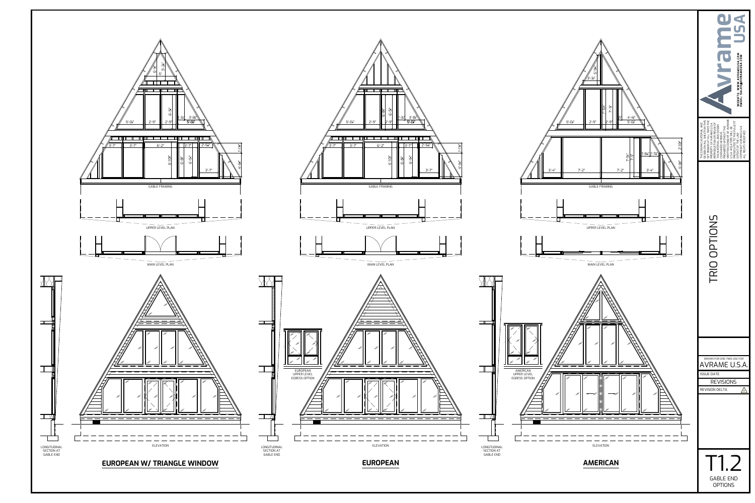GABLE FRAMING

UPPER LEVEL PLAN

MAIN LEVEL PLAN

LONGITUDINAL SECTION AT GABLE END

ELEVATION

**EUROPEAN W/ TRIANGLE WINDOW**

GABLE FRAMING

UPPER LEVEL PLAN

MAIN LEVEL PLAN

EUROPEAN UPPER LEVEL EGRESS OPTION

LONGITUDINAL SECTION AT GABLE END

ELEVATION

**EUROPEAN**

GABLE FRAMING

UPPER LEVEL PLAN

MAIN LEVEL PLAN

AMERICAN UPPER LEVEL EGRESS OPTION

LONGITUDINAL SECTION AT GABLE END

ELEVATION

**AMERICAN**

Avrame USA

WEBSITE: WWW.AVRAMEUSA.COM
EMAIL: SALES@AVRAMEUSA.COM

THE GRAPHIC MATERIAL AND DESIGN SHALL BE SET FORTH. THIS SET REMAIN AT ALL TIMES THE PROPERTY OF AVRAME U.S.A. REPRODUCTION OR REUSE OF THE MATERIAL AND DESIGN CONTAINED HEREIN IS PROHIBITED WITHOUT THE WRITTEN CONSENT OF AVRAME U.S.A. VIOLATORS WILL BE PROSECUTED TO THE FULLEST EXTENT OF THE LAW. ALL RIGHTS RESERVED

# TRIO OPTIONS

DRAWN FOR ONE-TIME USE FOR
AVRAME U.S.A.

ISSUE DATE

REVISIONS

REVISION DELTA

T1.2

GABLE END OPTIONS